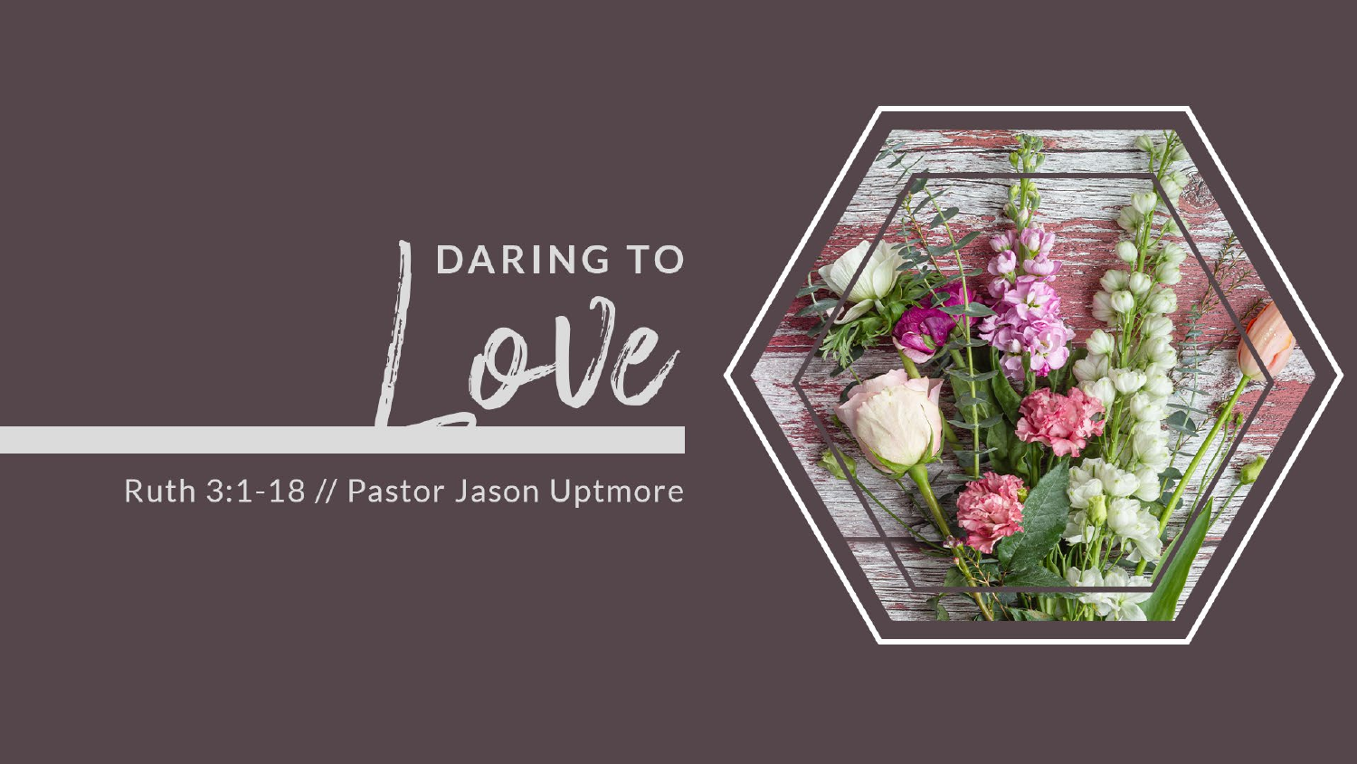# DARING TO Love

Ruth 3:1-18 // Pastor Jason Uptmore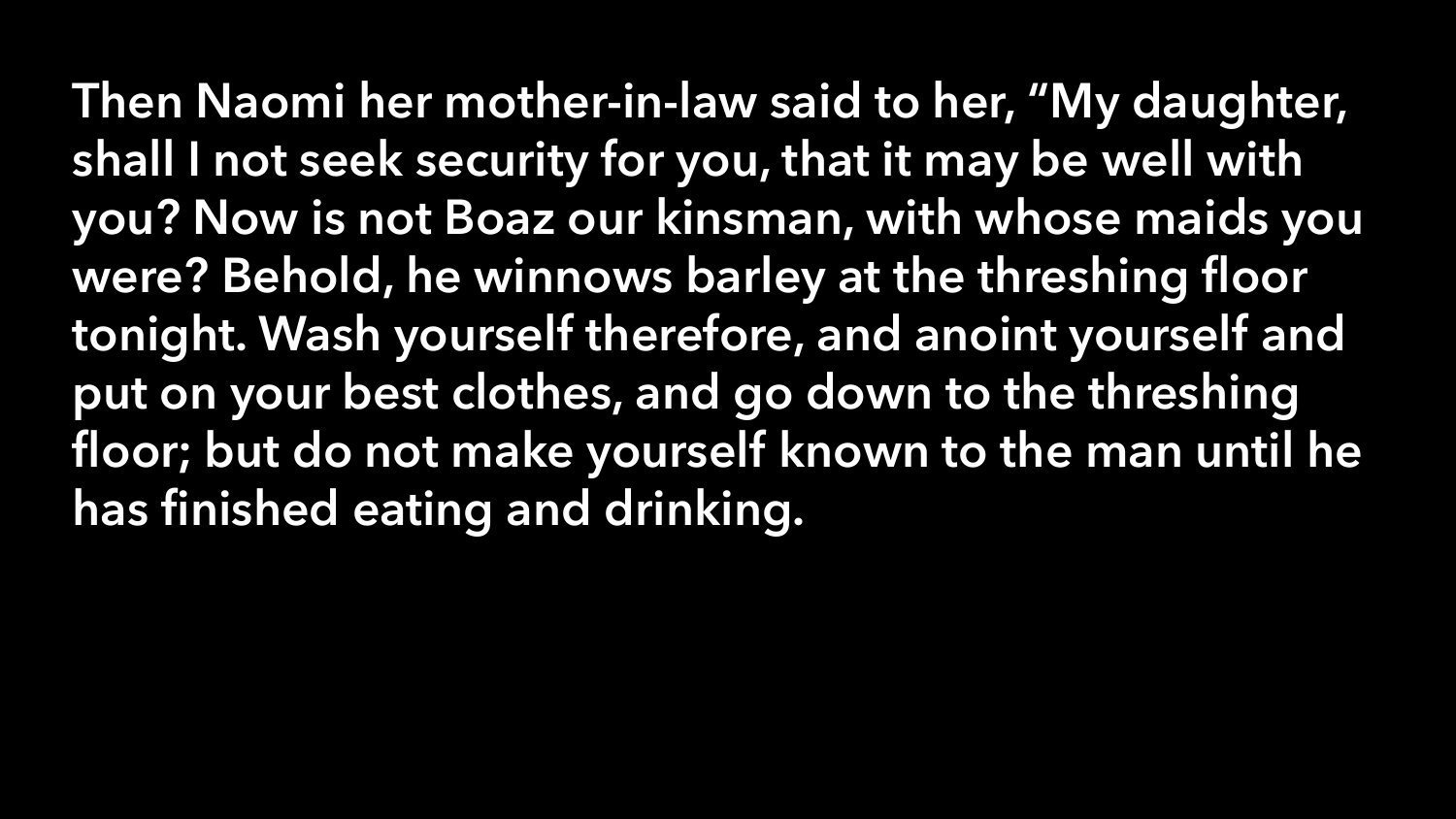Then Naomi her mother-in-law said to her, “My daughter, shall I not seek security for you, that it may be well with you? Now is not Boaz our kinsman, with whose maids you were? Behold, he winnows barley at the threshing floor tonight. Wash yourself therefore, and anoint yourself and put on your best clothes, and go down to the threshing floor; but do not make yourself known to the man until he has finished eating and drinking.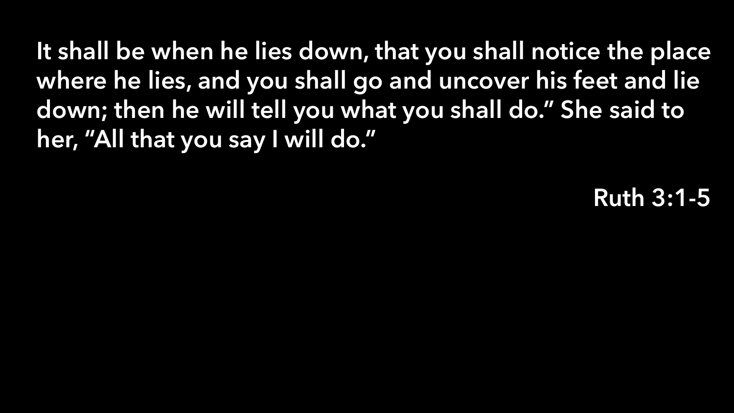It shall be when he lies down, that you shall notice the place where he lies, and you shall go and uncover his feet and lie down; then he will tell you what you shall do." She said to her, "All that you say I will do."

Ruth 3:1-5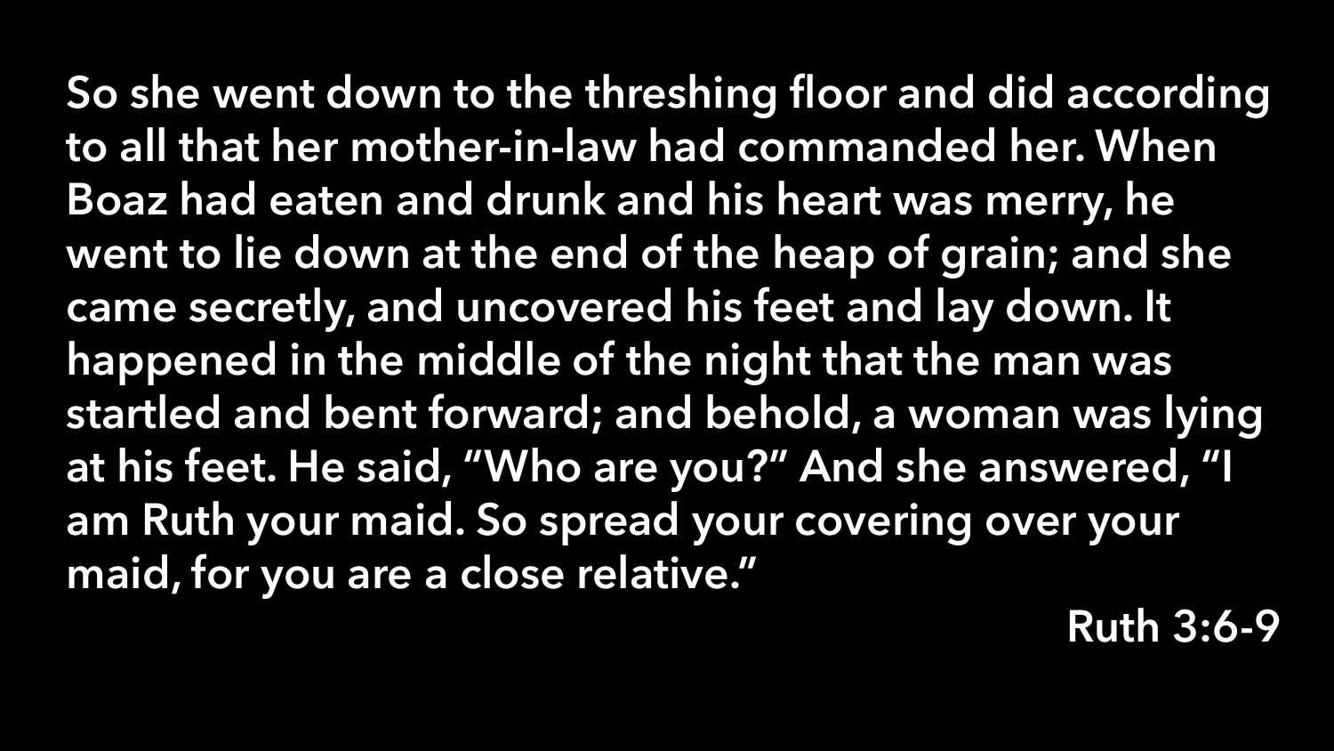So she went down to the threshing floor and did according to all that her mother-in-law had commanded her. When Boaz had eaten and drunk and his heart was merry, he went to lie down at the end of the heap of grain; and she came secretly, and uncovered his feet and lay down. It happened in the middle of the night that the man was startled and bent forward; and behold, a woman was lying at his feet. He said, "Who are you?" And she answered, "I am Ruth your maid. So spread your covering over your maid, for you are a close relative."

Ruth 3:6-9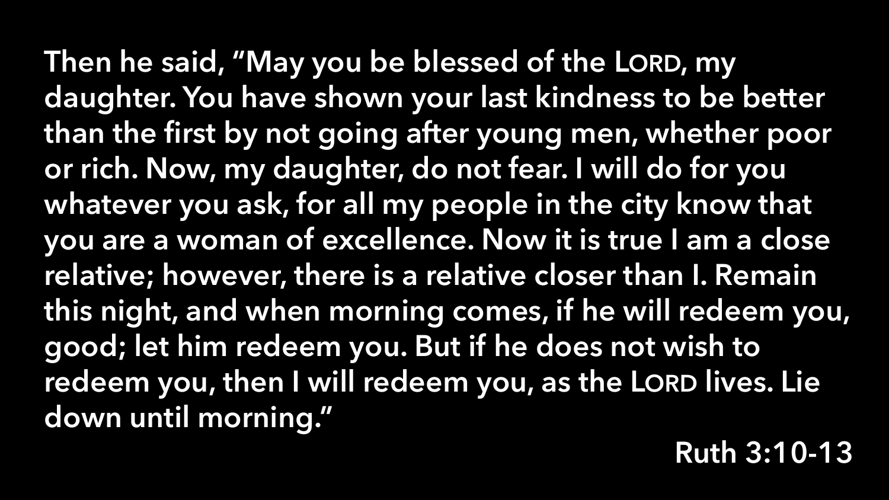Then he said, "May you be blessed of the LORD, my daughter. You have shown your last kindness to be better than the first by not going after young men, whether poor or rich. Now, my daughter, do not fear. I will do for you whatever you ask, for all my people in the city know that you are a woman of excellence. Now it is true I am a close relative; however, there is a relative closer than I. Remain this night, and when morning comes, if he will redeem you, good; let him redeem you. But if he does not wish to redeem you, then I will redeem you, as the LORD lives. Lie down until morning."

Ruth 3:10-13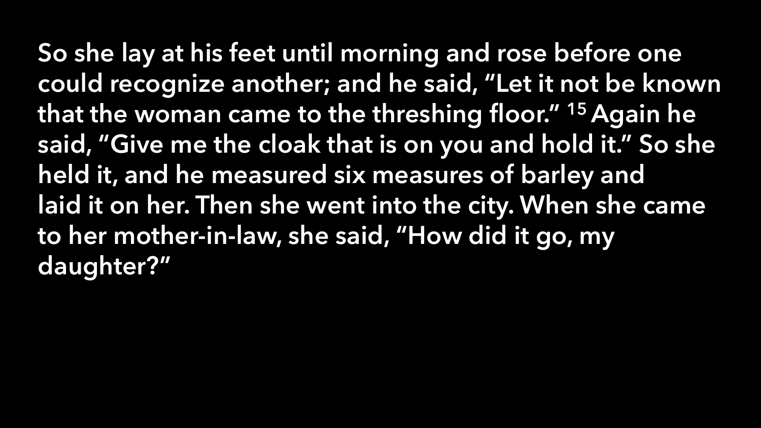So she lay at his feet until morning and rose before one could recognize another; and he said, "Let it not be known that the woman came to the threshing floor." [15] Again he said, "Give me the cloak that is on you and hold it." So she held it, and he measured six measures of barley and laid it on her. Then she went into the city. When she came to her mother-in-law, she said, "How did it go, my daughter?"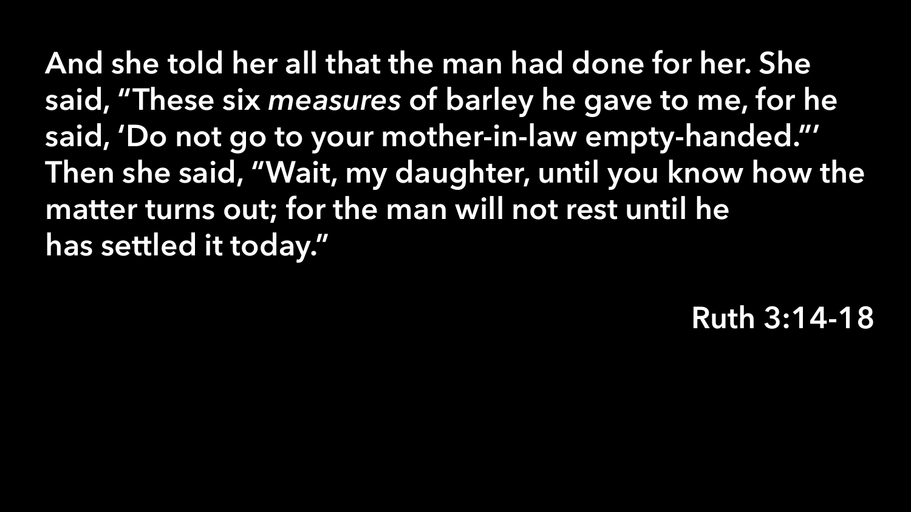And she told her all that the man had done for her. She said, "These six *measures* of barley he gave to me, for he said, 'Do not go to your mother-in-law empty-handed."' Then she said, "Wait, my daughter, until you know how the matter turns out; for the man will not rest until he has settled it today."

Ruth 3:14-18